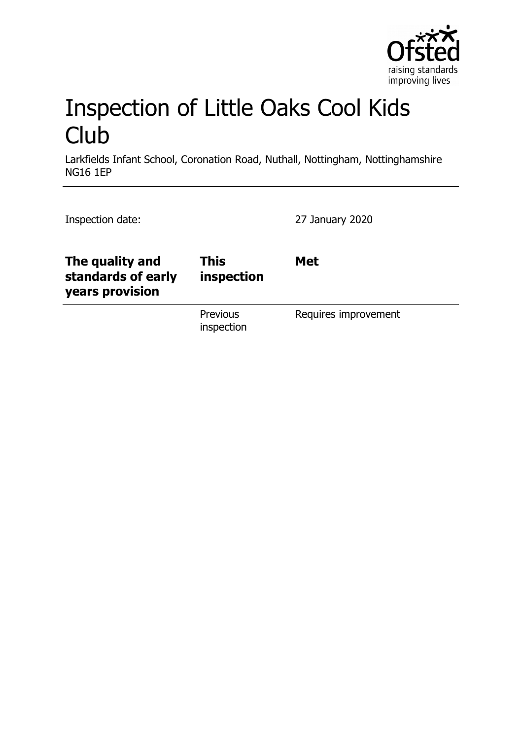# Inspection of Little Oaks Cool Kids Club

Larkfields Infant School, Coronation Road, Nuthall, Nottingham, Nottinghamshire NG16 1EP

Inspection date: 27 January 2020

| | | |
|---|---|---|
| **The quality and standards of early years provision** | **This inspection** | **Met** |
| | Previous inspection | Requires improvement |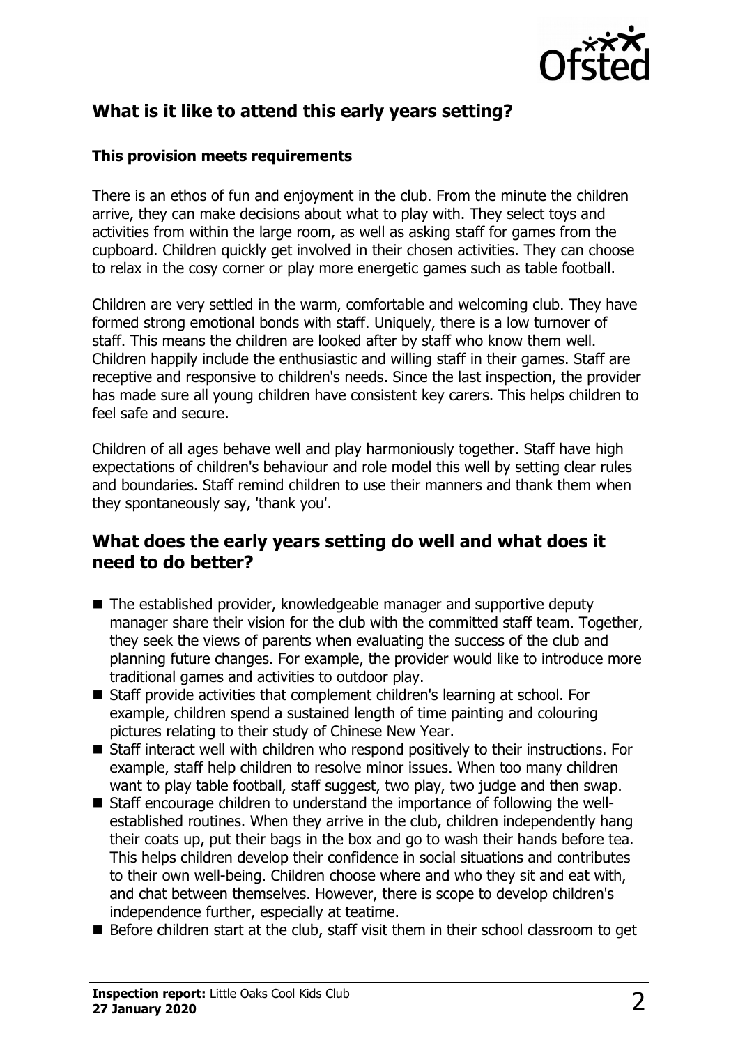## What is it like to attend this early years setting?

### This provision meets requirements

There is an ethos of fun and enjoyment in the club. From the minute the children arrive, they can make decisions about what to play with. They select toys and activities from within the large room, as well as asking staff for games from the cupboard. Children quickly get involved in their chosen activities. They can choose to relax in the cosy corner or play more energetic games such as table football.

Children are very settled in the warm, comfortable and welcoming club. They have formed strong emotional bonds with staff. Uniquely, there is a low turnover of staff. This means the children are looked after by staff who know them well. Children happily include the enthusiastic and willing staff in their games. Staff are receptive and responsive to children's needs. Since the last inspection, the provider has made sure all young children have consistent key carers. This helps children to feel safe and secure.

Children of all ages behave well and play harmoniously together. Staff have high expectations of children's behaviour and role model this well by setting clear rules and boundaries. Staff remind children to use their manners and thank them when they spontaneously say, 'thank you'.

## What does the early years setting do well and what does it need to do better?

- The established provider, knowledgeable manager and supportive deputy manager share their vision for the club with the committed staff team. Together, they seek the views of parents when evaluating the success of the club and planning future changes. For example, the provider would like to introduce more traditional games and activities to outdoor play.
- Staff provide activities that complement children's learning at school. For example, children spend a sustained length of time painting and colouring pictures relating to their study of Chinese New Year.
- Staff interact well with children who respond positively to their instructions. For example, staff help children to resolve minor issues. When too many children want to play table football, staff suggest, two play, two judge and then swap.
- Staff encourage children to understand the importance of following the well-established routines. When they arrive in the club, children independently hang their coats up, put their bags in the box and go to wash their hands before tea. This helps children develop their confidence in social situations and contributes to their own well-being. Children choose where and who they sit and eat with, and chat between themselves. However, there is scope to develop children's independence further, especially at teatime.
- Before children start at the club, staff visit them in their school classroom to get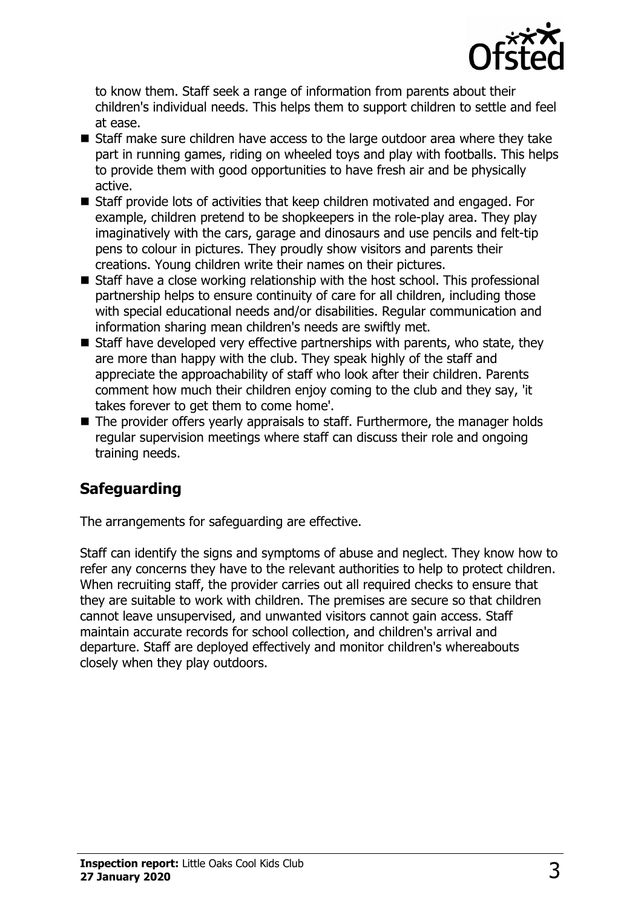to know them. Staff seek a range of information from parents about their children's individual needs. This helps them to support children to settle and feel at ease.

- Staff make sure children have access to the large outdoor area where they take part in running games, riding on wheeled toys and play with footballs. This helps to provide them with good opportunities to have fresh air and be physically active.
- Staff provide lots of activities that keep children motivated and engaged. For example, children pretend to be shopkeepers in the role-play area. They play imaginatively with the cars, garage and dinosaurs and use pencils and felt-tip pens to colour in pictures. They proudly show visitors and parents their creations. Young children write their names on their pictures.
- Staff have a close working relationship with the host school. This professional partnership helps to ensure continuity of care for all children, including those with special educational needs and/or disabilities. Regular communication and information sharing mean children's needs are swiftly met.
- Staff have developed very effective partnerships with parents, who state, they are more than happy with the club. They speak highly of the staff and appreciate the approachability of staff who look after their children. Parents comment how much their children enjoy coming to the club and they say, 'it takes forever to get them to come home'.
- The provider offers yearly appraisals to staff. Furthermore, the manager holds regular supervision meetings where staff can discuss their role and ongoing training needs.

## Safeguarding

The arrangements for safeguarding are effective.

Staff can identify the signs and symptoms of abuse and neglect. They know how to refer any concerns they have to the relevant authorities to help to protect children. When recruiting staff, the provider carries out all required checks to ensure that they are suitable to work with children. The premises are secure so that children cannot leave unsupervised, and unwanted visitors cannot gain access. Staff maintain accurate records for school collection, and children's arrival and departure. Staff are deployed effectively and monitor children's whereabouts closely when they play outdoors.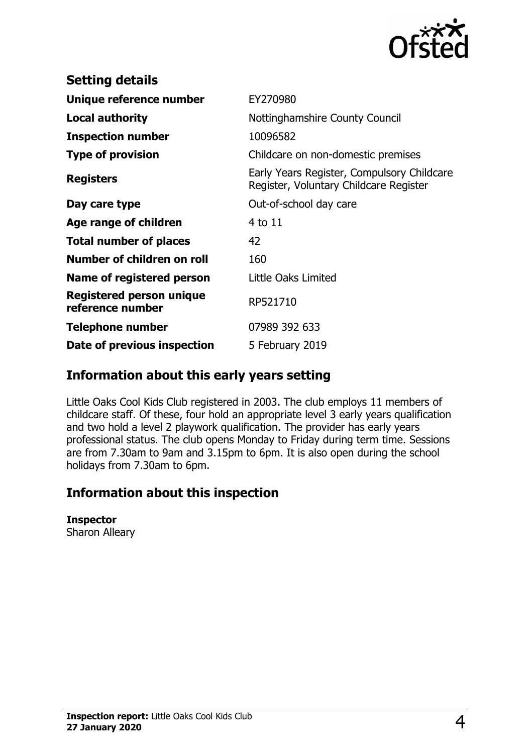## Setting details

| | |
|---|---|
| **Unique reference number** | EY270980 |
| **Local authority** | Nottinghamshire County Council |
| **Inspection number** | 10096582 |
| **Type of provision** | Childcare on non-domestic premises |
| **Registers** | Early Years Register, Compulsory Childcare Register, Voluntary Childcare Register |
| **Day care type** | Out-of-school day care |
| **Age range of children** | 4 to 11 |
| **Total number of places** | 42 |
| **Number of children on roll** | 160 |
| **Name of registered person** | Little Oaks Limited |
| **Registered person unique reference number** | RP521710 |
| **Telephone number** | 07989 392 633 |
| **Date of previous inspection** | 5 February 2019 |

## Information about this early years setting

Little Oaks Cool Kids Club registered in 2003. The club employs 11 members of childcare staff. Of these, four hold an appropriate level 3 early years qualification and two hold a level 2 playwork qualification. The provider has early years professional status. The club opens Monday to Friday during term time. Sessions are from 7.30am to 9am and 3.15pm to 6pm. It is also open during the school holidays from 7.30am to 6pm.

## Information about this inspection

**Inspector**
Sharon Alleary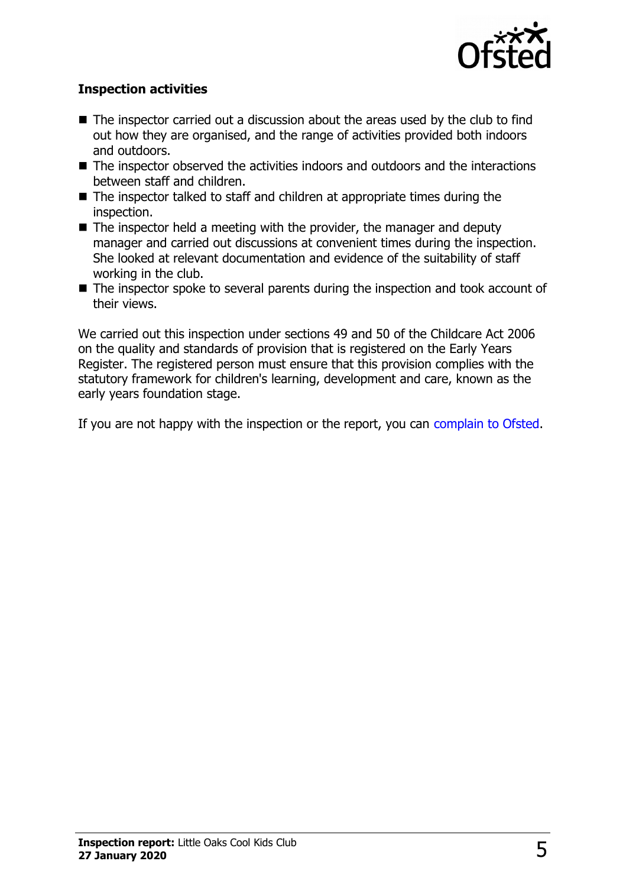### Inspection activities

- The inspector carried out a discussion about the areas used by the club to find out how they are organised, and the range of activities provided both indoors and outdoors.
- The inspector observed the activities indoors and outdoors and the interactions between staff and children.
- The inspector talked to staff and children at appropriate times during the inspection.
- The inspector held a meeting with the provider, the manager and deputy manager and carried out discussions at convenient times during the inspection. She looked at relevant documentation and evidence of the suitability of staff working in the club.
- The inspector spoke to several parents during the inspection and took account of their views.

We carried out this inspection under sections 49 and 50 of the Childcare Act 2006 on the quality and standards of provision that is registered on the Early Years Register. The registered person must ensure that this provision complies with the statutory framework for children's learning, development and care, known as the early years foundation stage.

If you are not happy with the inspection or the report, you can complain to Ofsted.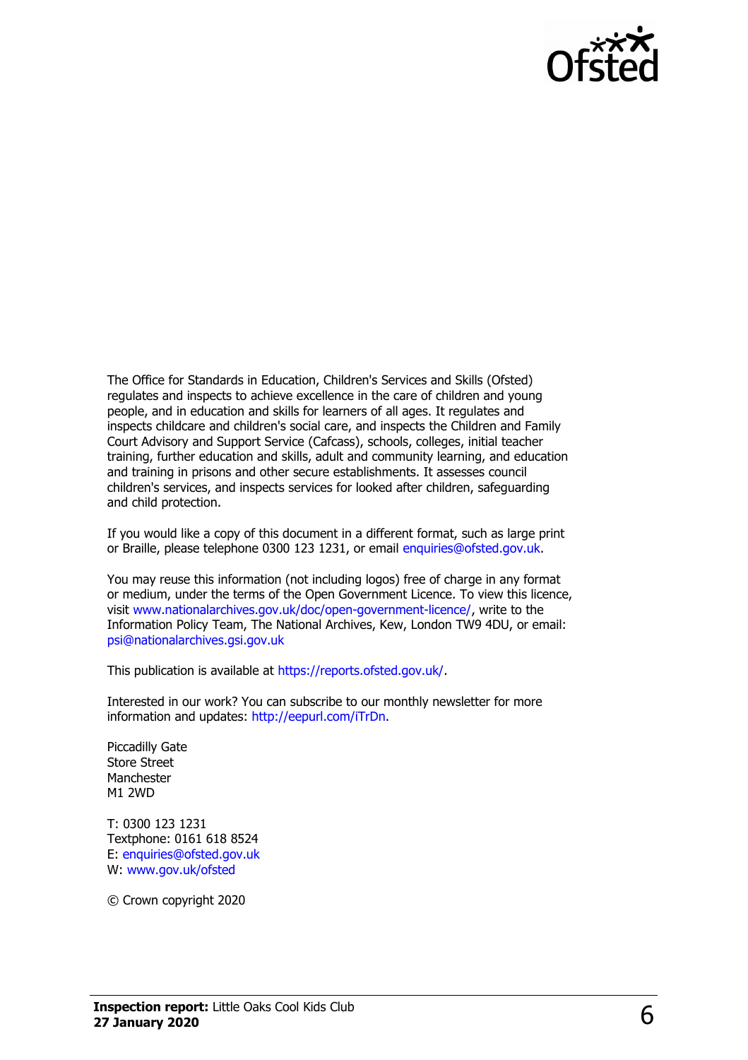The Office for Standards in Education, Children's Services and Skills (Ofsted) regulates and inspects to achieve excellence in the care of children and young people, and in education and skills for learners of all ages. It regulates and inspects childcare and children's social care, and inspects the Children and Family Court Advisory and Support Service (Cafcass), schools, colleges, initial teacher training, further education and skills, adult and community learning, and education and training in prisons and other secure establishments. It assesses council children's services, and inspects services for looked after children, safeguarding and child protection.

If you would like a copy of this document in a different format, such as large print or Braille, please telephone 0300 123 1231, or email enquiries@ofsted.gov.uk.

You may reuse this information (not including logos) free of charge in any format or medium, under the terms of the Open Government Licence. To view this licence, visit www.nationalarchives.gov.uk/doc/open-government-licence/, write to the Information Policy Team, The National Archives, Kew, London TW9 4DU, or email: psi@nationalarchives.gsi.gov.uk

This publication is available at https://reports.ofsted.gov.uk/.

Interested in our work? You can subscribe to our monthly newsletter for more information and updates: http://eepurl.com/iTrDn.

Piccadilly Gate
Store Street
Manchester
M1 2WD

T: 0300 123 1231
Textphone: 0161 618 8524
E: enquiries@ofsted.gov.uk
W: www.gov.uk/ofsted

© Crown copyright 2020